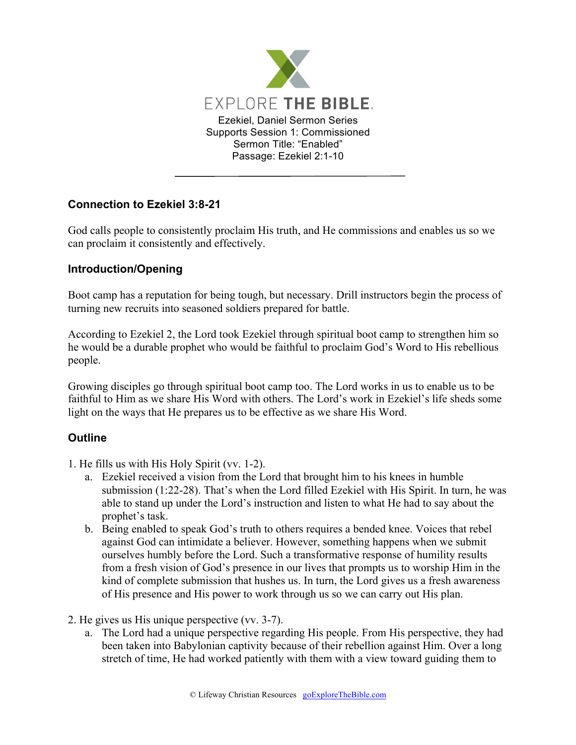# EXPLORE THE BIBLE.

Ezekiel, Daniel Sermon Series
Supports Session 1: Commissioned
Sermon Title: "Enabled"
Passage: Ezekiel 2:1-10

---

### Connection to Ezekiel 3:8-21

God calls people to consistently proclaim His truth, and He commissions and enables us so we can proclaim it consistently and effectively.

### Introduction/Opening

Boot camp has a reputation for being tough, but necessary. Drill instructors begin the process of turning new recruits into seasoned soldiers prepared for battle.

According to Ezekiel 2, the Lord took Ezekiel through spiritual boot camp to strengthen him so he would be a durable prophet who would be faithful to proclaim God's Word to His rebellious people.

Growing disciples go through spiritual boot camp too. The Lord works in us to enable us to be faithful to Him as we share His Word with others. The Lord's work in Ezekiel's life sheds some light on the ways that He prepares us to be effective as we share His Word.

### Outline

1. He fills us with His Holy Spirit (vv. 1-2).
   a. Ezekiel received a vision from the Lord that brought him to his knees in humble submission (1:22-28). That's when the Lord filled Ezekiel with His Spirit. In turn, he was able to stand up under the Lord's instruction and listen to what He had to say about the prophet's task.
   b. Being enabled to speak God's truth to others requires a bended knee. Voices that rebel against God can intimidate a believer. However, something happens when we submit ourselves humbly before the Lord. Such a transformative response of humility results from a fresh vision of God's presence in our lives that prompts us to worship Him in the kind of complete submission that hushes us. In turn, the Lord gives us a fresh awareness of His presence and His power to work through us so we can carry out His plan.

2. He gives us His unique perspective (vv. 3-7).
   a. The Lord had a unique perspective regarding His people. From His perspective, they had been taken into Babylonian captivity because of their rebellion against Him. Over a long stretch of time, He had worked patiently with them with a view toward guiding them to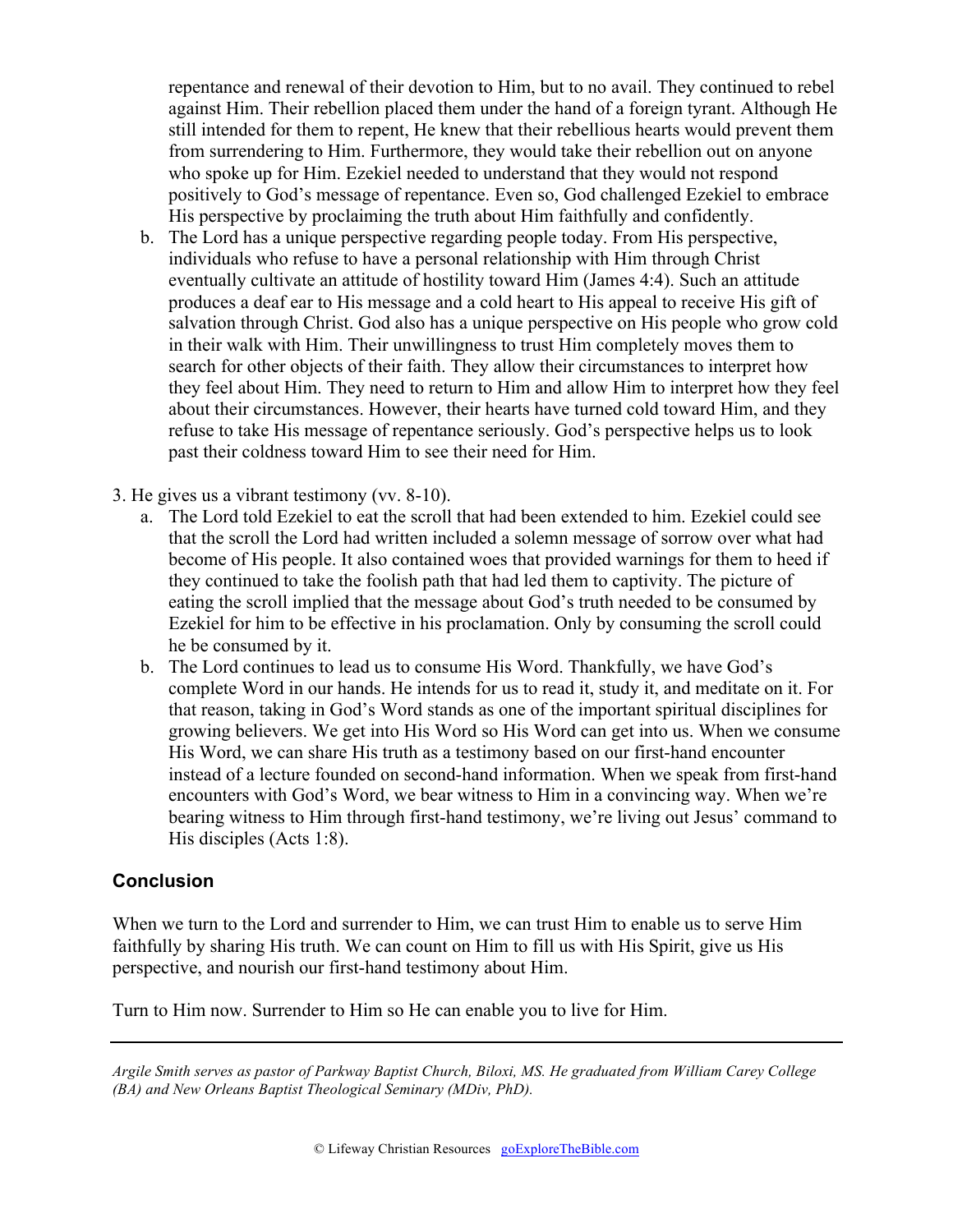repentance and renewal of their devotion to Him, but to no avail. They continued to rebel against Him. Their rebellion placed them under the hand of a foreign tyrant. Although He still intended for them to repent, He knew that their rebellious hearts would prevent them from surrendering to Him. Furthermore, they would take their rebellion out on anyone who spoke up for Him. Ezekiel needed to understand that they would not respond positively to God's message of repentance. Even so, God challenged Ezekiel to embrace His perspective by proclaiming the truth about Him faithfully and confidently.

   b. The Lord has a unique perspective regarding people today. From His perspective, individuals who refuse to have a personal relationship with Him through Christ eventually cultivate an attitude of hostility toward Him (James 4:4). Such an attitude produces a deaf ear to His message and a cold heart to His appeal to receive His gift of salvation through Christ. God also has a unique perspective on His people who grow cold in their walk with Him. Their unwillingness to trust Him completely moves them to search for other objects of their faith. They allow their circumstances to interpret how they feel about Him. They need to return to Him and allow Him to interpret how they feel about their circumstances. However, their hearts have turned cold toward Him, and they refuse to take His message of repentance seriously. God's perspective helps us to look past their coldness toward Him to see their need for Him.

3. He gives us a vibrant testimony (vv. 8-10).
   a. The Lord told Ezekiel to eat the scroll that had been extended to him. Ezekiel could see that the scroll the Lord had written included a solemn message of sorrow over what had become of His people. It also contained woes that provided warnings for them to heed if they continued to take the foolish path that had led them to captivity. The picture of eating the scroll implied that the message about God's truth needed to be consumed by Ezekiel for him to be effective in his proclamation. Only by consuming the scroll could he be consumed by it.
   b. The Lord continues to lead us to consume His Word. Thankfully, we have God's complete Word in our hands. He intends for us to read it, study it, and meditate on it. For that reason, taking in God's Word stands as one of the important spiritual disciplines for growing believers. We get into His Word so His Word can get into us. When we consume His Word, we can share His truth as a testimony based on our first-hand encounter instead of a lecture founded on second-hand information. When we speak from first-hand encounters with God's Word, we bear witness to Him in a convincing way. When we're bearing witness to Him through first-hand testimony, we're living out Jesus' command to His disciples (Acts 1:8).

## Conclusion

When we turn to the Lord and surrender to Him, we can trust Him to enable us to serve Him faithfully by sharing His truth. We can count on Him to fill us with His Spirit, give us His perspective, and nourish our first-hand testimony about Him.

Turn to Him now. Surrender to Him so He can enable you to live for Him.

---

*Argile Smith serves as pastor of Parkway Baptist Church, Biloxi, MS. He graduated from William Carey College (BA) and New Orleans Baptist Theological Seminary (MDiv, PhD).*

© Lifeway Christian Resources goExploreTheBible.com